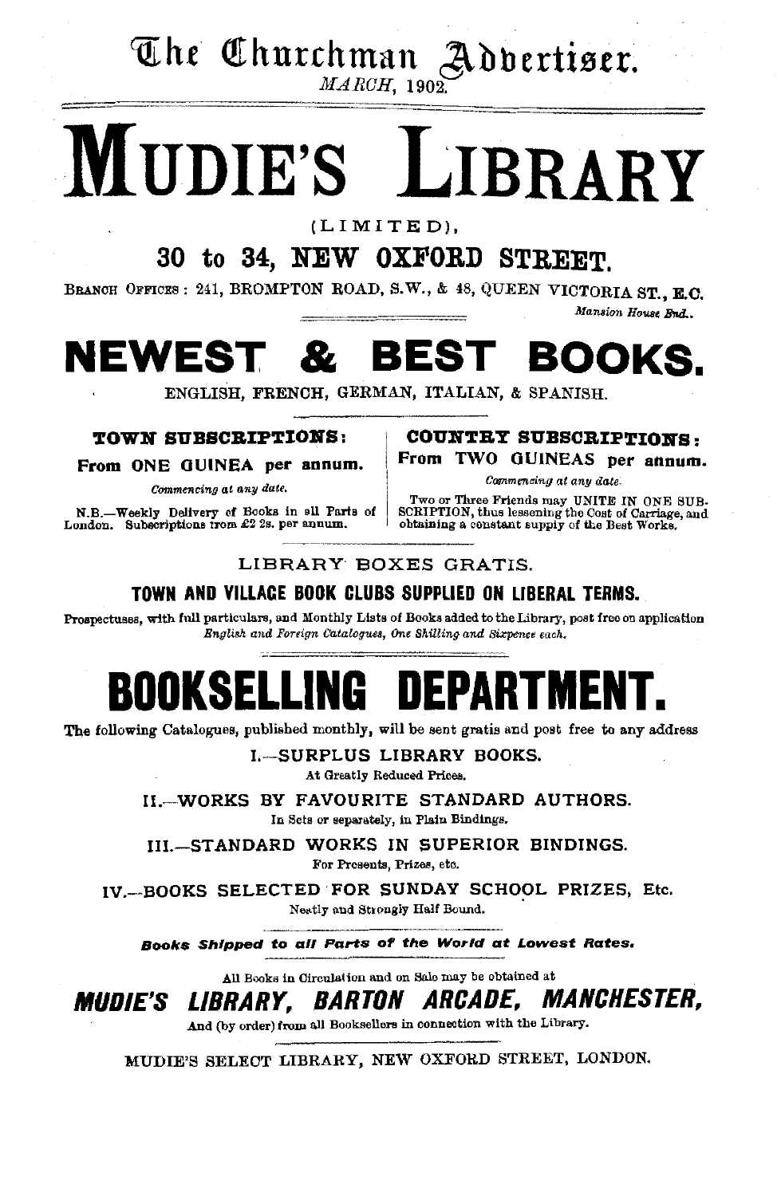# The Churchman Advertiser.

*MARCH*, 1902.

# MUDIE'S LIBRARY

(LIMITED),

## 30 to 34, NEW OXFORD STREET.

BRANCH OFFICES: 241, BROMPTON ROAD, S.W., & 48, QUEEN VICTORIA ST., E.C.

*Mansion House End.*

# NEWEST & BEST BOOKS.

ENGLISH, FRENCH, GERMAN, ITALIAN, & SPANISH.

**TOWN SUBSCRIPTIONS:**

**From ONE GUINEA per annum.**

*Commencing at any date.*

N.B.—Weekly Delivery of Books in all Parts of London. Subscriptions from £2 2s. per annum.

**COUNTRY SUBSCRIPTIONS:**

**From TWO GUINEAS per annum.**

*Commencing at any date.*

Two or Three Friends may UNITE IN ONE SUBSCRIPTION, thus lessening the Cost of Carriage, and obtaining a constant supply of the Best Works.

LIBRARY BOXES GRATIS.

**TOWN AND VILLAGE BOOK CLUBS SUPPLIED ON LIBERAL TERMS.**

Prospectuses, with full particulars, and Monthly Lists of Books added to the Library, post free on application. *English and Foreign Catalogues, One Shilling and Sixpence each.*

# BOOKSELLING DEPARTMENT.

The following Catalogues, published monthly, will be sent gratis and post free to any address

I.—SURPLUS LIBRARY BOOKS.
At Greatly Reduced Prices.

II.—WORKS BY FAVOURITE STANDARD AUTHORS.
In Sets or separately, in Plain Bindings.

III.—STANDARD WORKS IN SUPERIOR BINDINGS.
For Presents, Prizes, etc.

IV.—BOOKS SELECTED FOR SUNDAY SCHOOL PRIZES, Etc.
Neatly and Strongly Half Bound.

***Books Shipped to all Parts of the World at Lowest Rates.***

All Books in Circulation and on Sale may be obtained at

***MUDIE'S LIBRARY, BARTON ARCADE, MANCHESTER,***

And (by order) from all Booksellers in connection with the Library.

MUDIE'S SELECT LIBRARY, NEW OXFORD STREET, LONDON.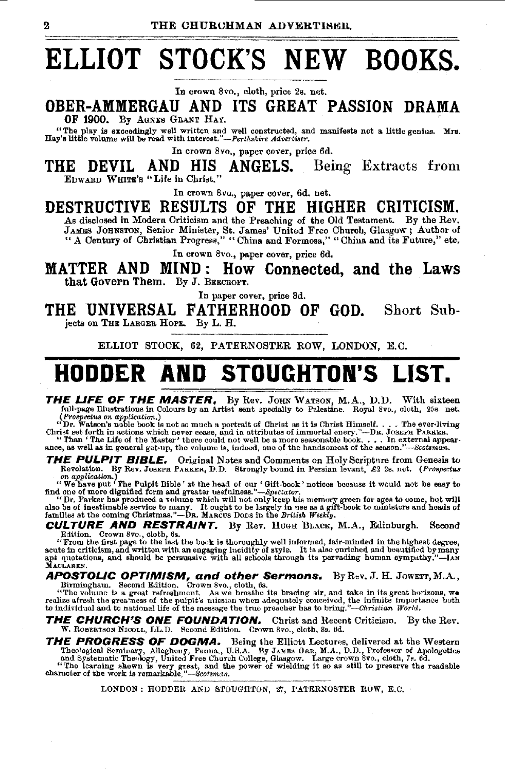# ELLIOT STOCK'S NEW BOOKS.

In crown 8vo., cloth, price 2s. net.

## OBER-AMMERGAU AND ITS GREAT PASSION DRAMA OF 1900.

By AGNES GRANT HAY.

"The play is exceedingly well written and well constructed, and manifests not a little genius. Mrs. Hay's little volume will be read with interest."—*Perthshire Advertiser.*

In crown 8vo., paper cover, price 6d.

## THE DEVIL AND HIS ANGELS. Being Extracts from EDWARD WHITE'S "Life in Christ."

In crown 8vo., paper cover, 6d. net.

## DESTRUCTIVE RESULTS OF THE HIGHER CRITICISM.

As disclosed in Modern Criticism and the Preaching of the Old Testament. By the Rev. JAMES JOHNSTON, Senior Minister, St. James' United Free Church, Glasgow; Author of "A Century of Christian Progress," "China and Formosa," "China and its Future," etc.

In crown 8vo., paper cover, price 6d.

## MATTER AND MIND: How Connected, and the Laws that Govern Them.

By J. BEECROFT.

In paper cover, price 3d.

## THE UNIVERSAL FATHERHOOD OF GOD. Short Subjects on THE LARGER HOPE.

By L. H.

ELLIOT STOCK, 62, PATERNOSTER ROW, LONDON, E.C.

---

# HODDER AND STOUGHTON'S LIST.

***THE LIFE OF THE MASTER.*** By Rev. JOHN WATSON, M.A., D.D. With sixteen full-page Illustrations in Colours by an Artist sent specially to Palestine. Royal 8vo., cloth, 25s. net. (*Prospectus on application.*)

"Dr. Watson's noble book is not so much a portrait of Christ as it is Christ Himself. . . . The ever-living Christ set forth in actions which never cease, and in attributes of immortal enery."—DR. JOSEPH PARKER.

"Than 'The Life of the Master' there could not well be a more seasonable book. . . . In external appearance, as well as in general get-up, the volume is, indeed, one of the handsomest of the season."—*Scotsman.*

***THE PULPIT BIBLE.*** Original Notes and Comments on Holy Scripture from Genesis to Revelation. By Rev. JOSEPH PARKER, D.D. Strongly bound in Persian levant, £2 2s. net. (*Prospectus on application.*)

"We have put 'The Pulpit Bible' at the head of our 'Gift-book' notices because it would not be easy to find one of more dignified form and greater usefulness."—*Spectator.*

"Dr. Parker has produced a volume which will not only keep his memory green for ages to come, but will also be of inestimable service to many. It ought to be largely in use as a gift-book to ministers and heads of families at the coming Christmas."—DR. MARCUS DODS in the *British Weekly.*

***CULTURE AND RESTRAINT.*** By Rev. HUGH BLACK, M.A., Edinburgh. Second Edition. Crown 8vo., cloth, 6s.

"From the first page to the last the book is thoroughly well informed, fair-minded in the highest degree, acute in criticism, and written with an engaging lucidity of style. It is also enriched and beautified by many apt quotations, and should be persuasive with all schools through its pervading human sympathy."—IAN MACLAREN.

***APOSTOLIC OPTIMISM, and other Sermons.*** By Rev. J. H. JOWETT, M.A., Birmingham. Second Edition. Crown 8vo., cloth, 6s.

"The volume is a great refreshment. As we breathe its bracing air, and take in its great horizons, we realize afresh the greatness of the pulpit's mission when adequately conceived, the infinite importance both to individual and to national life of the message the true preacher has to bring."—*Christian World.*

***THE CHURCH'S ONE FOUNDATION.*** Christ and Recent Criticism. By the Rev. W. ROBERTSON NICOLL, LL.D. Second Edition. Crown 8vo., cloth, 3s. 6d.

***THE PROGRESS OF DOGMA.*** Being the Elliott Lectures, delivered at the Western Theological Seminary, Allegheny, Penna., U.S.A. By JAMES ORR, M.A., D.D., Professor of Apologetics and Systematic Theology, United Free Church College, Glasgow. Large crown 8vo., cloth, 7s. 6d.

"The learning shown is very great, and the power of wielding it so as still to preserve the readable character of the work is remarkable."—*Scotsman.*

LONDON: HODDER AND STOUGHTON, 27, PATERNOSTER ROW, E.C.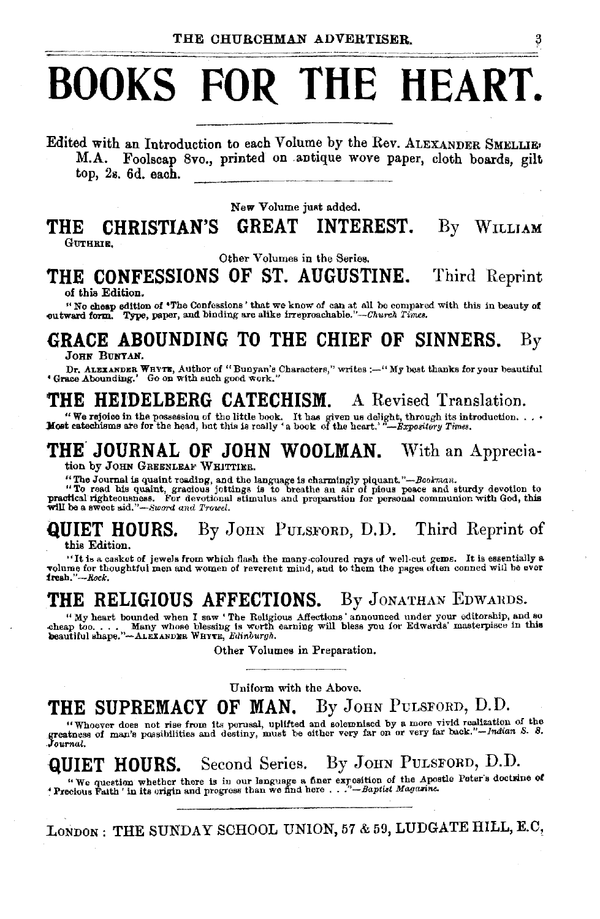# BOOKS FOR THE HEART.

Edited with an Introduction to each Volume by the Rev. ALEXANDER SMELLIE, M.A. Foolscap 8vo., printed on antique wove paper, cloth boards, gilt top, 2s. 6d. each.

New Volume just added.

## THE CHRISTIAN'S GREAT INTEREST. By WILLIAM GUTHRIE.

Other Volumes in the Series.

## THE CONFESSIONS OF ST. AUGUSTINE. Third Reprint of this Edition.

"No cheap edition of 'The Confessions' that we know of can at all be compared with this in beauty of outward form. Type, paper, and binding are alike irreproachable."—*Church Times.*

## GRACE ABOUNDING TO THE CHIEF OF SINNERS. By JOHN BUNYAN.

Dr. ALEXANDER WHYTE, Author of "Bunyan's Characters," writes :—"My best thanks for your beautiful 'Grace Abounding.' Go on with such good work."

## THE HEIDELBERG CATECHISM. A Revised Translation.

"We rejoice in the possession of the little book. It has given us delight, through its introduction. . . . Most catechisms are for the head, but this is really 'a book of the heart.'"—*Expository Times.*

## THE JOURNAL OF JOHN WOOLMAN. With an Appreciation by JOHN GREENLEAF WHITTIER.

"The Journal is quaint reading, and the language is charmingly piquant."—*Bookman.*

"To read his quaint, gracious jottings is to breathe an air of pious peace and sturdy devotion to practical righteousness. For devotional stimulus and preparation for personal communion with God, this will be a sweet aid."—*Sword and Trowel.*

## QUIET HOURS. By JOHN PULSFORD, D.D. Third Reprint of this Edition.

"It is a casket of jewels from which flash the many-coloured rays of well-cut gems. It is essentially a volume for thoughtful men and women of reverent mind, and to them the pages often conned will be ever fresh."—*Rock.*

## THE RELIGIOUS AFFECTIONS. By JONATHAN EDWARDS.

"My heart bounded when I saw 'The Religious Affections' announced under your editorship, and so cheap too. . . . Many whose blessing is worth earning will bless you for Edwards' masterpiece in this beautiful shape."—ALEXANDER WHYTE, *Edinburgh.*

Other Volumes in Preparation.

Uniform with the Above.

## THE SUPREMACY OF MAN. By JOHN PULSFORD, D.D.

"Whoever does not rise from its perusal, uplifted and solemnised by a more vivid realization of the greatness of man's possibilities and destiny, must be either very far on or very far back."—*Indian S. S. Journal.*

## QUIET HOURS. Second Series. By JOHN PULSFORD, D.D.

"We question whether there is in our language a finer exposition of the Apostle Peter's doctrine of 'Precious Faith' in its origin and progress than we find here . . ."—*Baptist Magazine.*

LONDON : THE SUNDAY SCHOOL UNION, 57 & 59, LUDGATE HILL, E.C.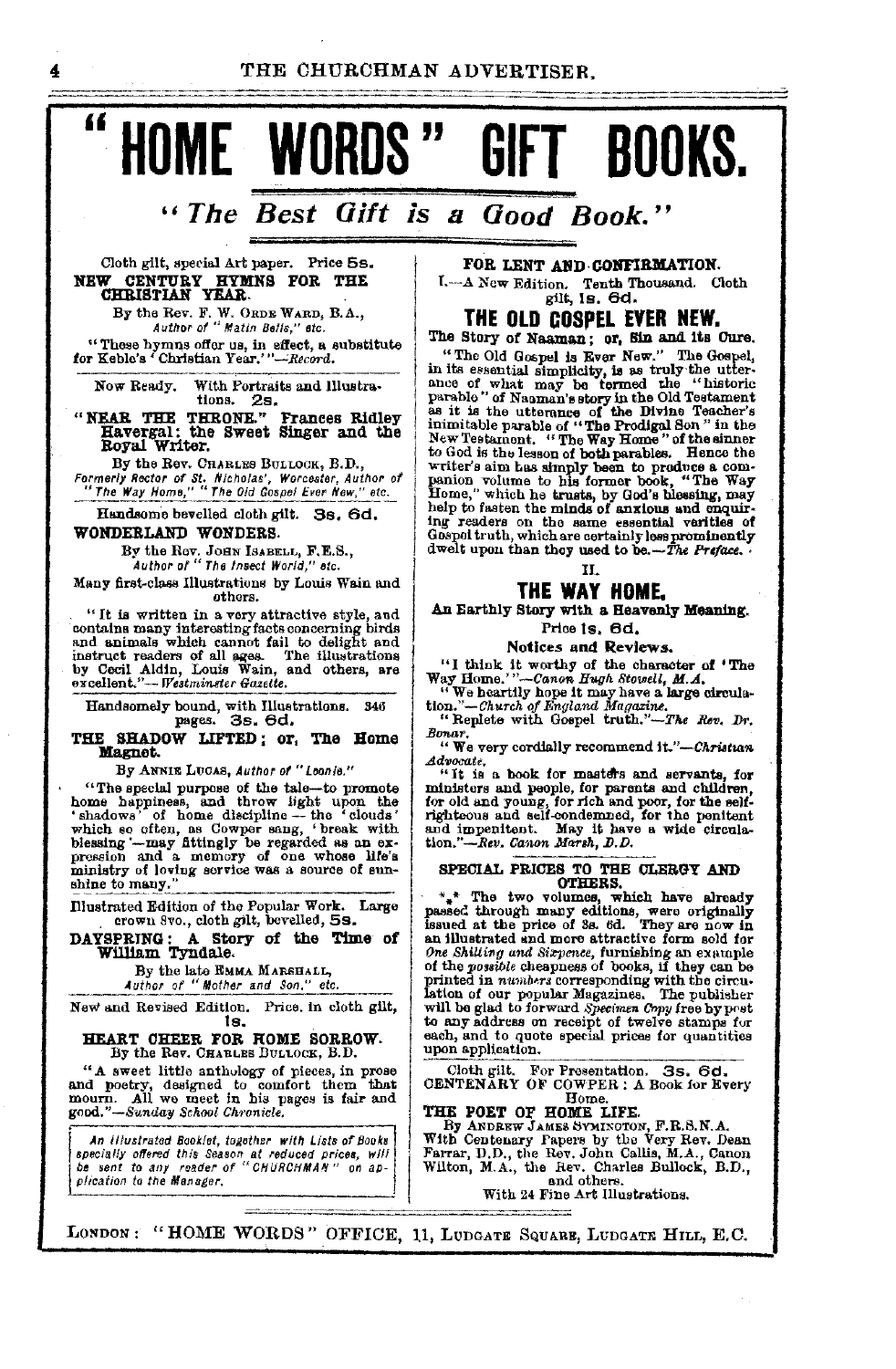# "HOME WORDS" GIFT BOOKS.

## *"The Best Gift is a Good Book."*

Cloth gilt, special Art paper. Price 5s.

**NEW CENTURY HYMNS FOR THE CHRISTIAN YEAR.**

By the Rev. F. W. ORDE WARD, B.A., *Author of "Matin Bells," etc.*

"These hymns offer us, in effect, a substitute for Keble's 'Christian Year.'"—*Record.*

Now Ready. With Portraits and Illustrations. 2s.

**"NEAR THE THRONE." Frances Ridley Havergal: the Sweet Singer and the Royal Writer.**

By the Rev. CHARLES BULLOCK, B.D., *Formerly Rector of St. Nicholas', Worcester, Author of "The Way Home," "The Old Gospel Ever New," etc.*

Handsome bevelled cloth gilt. 3s. 6d.

**WONDERLAND WONDERS.**

By the Rev. JOHN ISABELL, F.E.S., *Author of "The Insect World," etc.*

Many first-class Illustrations by Louis Wain and others.

"It is written in a very attractive style, and contains many interesting facts concerning birds and animals which cannot fail to delight and instruct readers of all ages. The illustrations by Cecil Aldin, Louis Wain, and others, are excellent."—*Westminster Gazette.*

Handsomely bound, with Illustrations. 346 pages. 3s. 6d.

**THE SHADOW LIFTED; or, The Home Magnet.**

By ANNIE LUCAS, *Author of "Leonie."*

"The special purpose of the tale—to promote home happiness, and throw light upon the 'shadows' of home discipline — the 'clouds' which so often, as Cowper sang, 'break with blessing'—may fittingly be regarded as an expression and a memory of one whose life's ministry of loving service was a source of sunshine to many."

Illustrated Edition of the Popular Work. Large crown 8vo., cloth gilt, bevelled, 5s.

**DAYSPRING: A Story of the Time of William Tyndale.**

By the late EMMA MARSHALL, *Author of "Mother and Son," etc.*

New and Revised Edition. Price, in cloth gilt, 1s.

**HEART CHEER FOR HOME SORROW.**

By the Rev. CHARLES BULLOCK, B.D.

"A sweet little anthology of pieces, in prose and poetry, designed to comfort them that mourn. All we meet in his pages is fair and good."—*Sunday School Chronicle.*

*An Illustrated Booklet, together with Lists of Books specially offered this Season at reduced prices, will be sent to any reader of "CHURCHMAN" on application to the Manager.*

**FOR LENT AND CONFIRMATION.**

I.—A New Edition. Tenth Thousand. Cloth gilt, 1s. 6d.

### THE OLD GOSPEL EVER NEW.

**The Story of Naaman; or, Sin and its Cure.**

"The Old Gospel is Ever New." The Gospel, in its essential simplicity, is as truly the utterance of what may be termed the "historic parable" of Naaman's story in the Old Testament as it is the utterance of the Divine Teacher's inimitable parable of "The Prodigal Son" in the New Testament. "The Way Home" of the sinner to God is the lesson of both parables. Hence the writer's aim has simply been to produce a companion volume to his former book, "The Way Home," which he trusts, by God's blessing, may help to fasten the minds of anxious and enquiring readers on the same essential verities of Gospel truth, which are certainly less prominently dwelt upon than they used to be.—*The Preface.*

II.

### THE WAY HOME.

**An Earthly Story with a Heavenly Meaning.**

Price 1s. 6d.

**Notices and Reviews.**

"I think it worthy of the character of 'The Way Home.'"—*Canon Hugh Stowell, M.A.*

"We heartily hope it may have a large circulation."—*Church of England Magazine.*

"Replete with Gospel truth."—*The Rev. Dr. Bonar.*

"We very cordially recommend it."—*Christian Advocate.*

"It is a book for masters and servants, for ministers and people, for parents and children, for old and young, for rich and poor, for the self-righteous and self-condemned, for the penitent and impenitent. May it have a wide circulation."—*Rev. Canon Marsh, D.D.*

**SPECIAL PRICES TO THE CLERGY AND OTHERS.**

\*\*\* The two volumes, which have already passed through many editions, were originally issued at the price of 3s. 6d. They are now in an illustrated and more attractive form sold for *One Shilling and Sixpence*, furnishing an example of the *possible* cheapness of books, if they can be printed in *numbers* corresponding with the circulation of our popular Magazines. The publisher will be glad to forward *Specimen Copy* free by post to any address on receipt of twelve stamps for each, and to quote special prices for quantities upon application.

Cloth gilt. For Presentation. 3s. 6d.

**CENTENARY OF COWPER: A Book for Every Home.**

**THE POET OF HOME LIFE.**

By ANDREW JAMES SYMINGTON, F.R.S.N.A. With Centenary Papers by the Very Rev. Dean Farrar, D.D., the Rev. John Callis, M.A., Canon Wilton, M.A., the Rev. Charles Bullock, B.D., and others.

With 24 Fine Art Illustrations.

LONDON: "HOME WORDS" OFFICE, 11, LUDGATE SQUARE, LUDGATE HILL, E.C.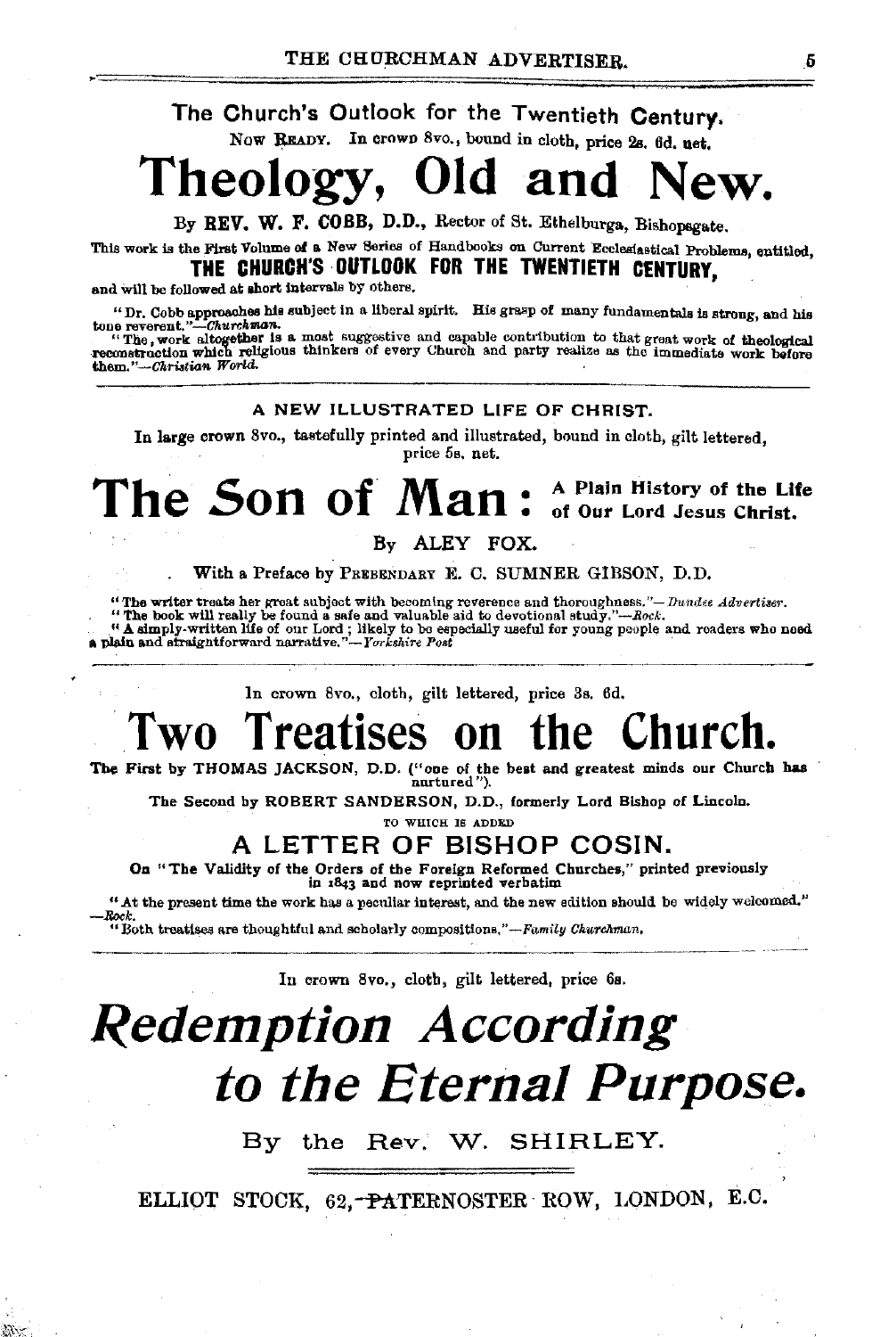The Church's Outlook for the Twentieth Century.

NOW READY. In crown 8vo., bound in cloth, price 2s. 6d. net.

# Theology, Old and New.

By **REV. W. F. COBB, D.D.**, Rector of St. Ethelburga, Bishopsgate.

This work is the First Volume of a New Series of Handbooks on Current Ecclesiastical Problems, entitled,

**THE CHURCH'S OUTLOOK FOR THE TWENTIETH CENTURY,**

and will be followed at short intervals by others.

"Dr. Cobb approaches his subject in a liberal spirit. His grasp of many fundamentals is strong, and his tone reverent."—*Churchman.*

"The work altogether is a most suggestive and capable contribution to that great work of theological reconstruction which religious thinkers of every Church and party realize as the immediate work before them."—*Christian World.*

---

A NEW ILLUSTRATED LIFE OF CHRIST.

In large crown 8vo., tastefully printed and illustrated, bound in cloth, gilt lettered, price 5s. net.

# The Son of Man: A Plain History of the Life of Our Lord Jesus Christ.

By ALEY FOX.

With a Preface by PREBENDARY E. C. SUMNER GIBSON, D.D.

"The writer treats her great subject with becoming reverence and thoroughness."—*Dundee Advertiser.*

"The book will really be found a safe and valuable aid to devotional study."—*Rock.*

"A simply-written life of our Lord; likely to be especially useful for young people and readers who need a plain and straightforward narrative."—*Yorkshire Post*

---

In crown 8vo., cloth, gilt lettered, price 3s. 6d.

# Two Treatises on the Church.

The First by THOMAS JACKSON, D.D. ("one of the best and greatest minds our Church has nurtured").

The Second by ROBERT SANDERSON, D.D., formerly Lord Bishop of Lincoln.

TO WHICH IS ADDED

## A LETTER OF BISHOP COSIN.

On "The Validity of the Orders of the Foreign Reformed Churches," printed previously in 1843 and now reprinted verbatim

"At the present time the work has a peculiar interest, and the new edition should be widely welcomed."—*Rock.*

"Both treatises are thoughtful and scholarly compositions."—*Family Churchman.*

---

In crown 8vo., cloth, gilt lettered, price 6s.

# *Redemption According to the Eternal Purpose.*

By the Rev. W. SHIRLEY.

---

ELLIOT STOCK, 62, PATERNOSTER ROW, LONDON, E.C.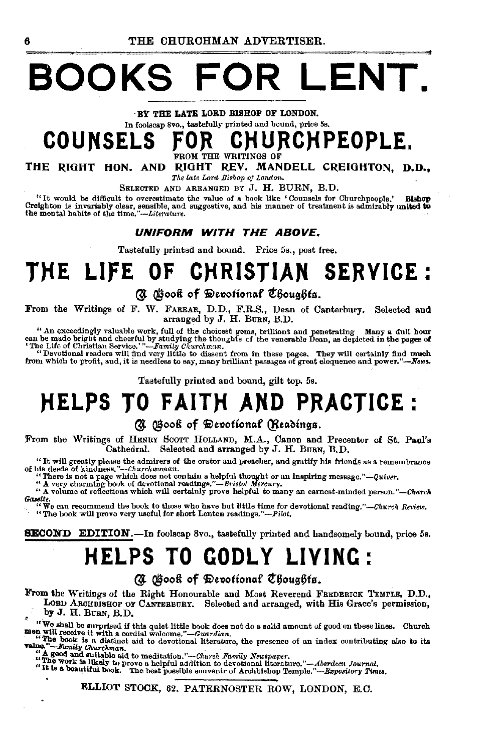# BOOKS FOR LENT.

BY THE LATE LORD BISHOP OF LONDON.

In foolscap 8vo., tastefully printed and bound, price 5s.

## COUNSELS FOR CHURCHPEOPLE.

FROM THE WRITINGS OF

**THE RIGHT HON. AND RIGHT REV. MANDELL CREIGHTON, D.D.,**

*The late Lord Bishop of London.*

SELECTED AND ARRANGED BY J. H. BURN, B.D.

"It would be difficult to overestimate the value of a book like 'Counsels for Churchpeople.' Bishop Creighton is invariably clear, sensible, and suggestive, and his manner of treatment is admirably united to the mental habits of the time."—*Literature.*

***UNIFORM WITH THE ABOVE.***

Tastefully printed and bound. Price 5s., post free.

## THE LIFE OF CHRISTIAN SERVICE:

### A Book of Devotional Thoughts.

From the Writings of F. W. FARRAR, D.D., F.R.S., Dean of Canterbury. Selected and arranged by J. H. BURN, B.D.

"An exceedingly valuable work, full of the choicest gems, brilliant and penetrating. Many a dull hour can be made bright and cheerful by studying the thoughts of the venerable Dean, as depicted in the pages of 'The Life of Christian Service.'"—*Family Churchman.*

"Devotional readers will find very little to dissent from in these pages. They will certainly find much from which to profit, and, it is needless to say, many brilliant passages of great eloquence and power."—*News.*

Tastefully printed and bound, gilt top, 5s.

## HELPS TO FAITH AND PRACTICE:

### A Book of Devotional Readings.

From the Writings of HENRY SCOTT HOLLAND, M.A., Canon and Precentor of St. Paul's Cathedral. Selected and arranged by J. H. BURN, B.D.

"It will greatly please the admirers of the orator and preacher, and gratify his friends as a remembrance of his deeds of kindness."—*Churchwoman.*

"There is not a page which does not contain a helpful thought or an inspiring message."—*Quiver.*

"A very charming book of devotional readings."—*Bristol Mercury.*

"A volume of reflections which will certainly prove helpful to many an earnest-minded person."—*Church Gazette.*

"We can recommend the book to those who have but little time for devotional reading."—*Church Review.*

"The book will prove very useful for short Lenten readings."—*Pilot.*

**SECOND EDITION.**—In foolscap 8vo., tastefully printed and handsomely bound, price 5s.

## HELPS TO GODLY LIVING:

### A Book of Devotional Thoughts.

From the Writings of the Right Honourable and Most Reverend FREDERICK TEMPLE, D.D., LORD ARCHBISHOP OF CANTERBURY. Selected and arranged, with His Grace's permission, by J. H. BURN, B.D.

"We shall be surprised if this quiet little book does not do a solid amount of good on these lines. Church men will receive it with a cordial welcome."—*Guardian.*

"The book is a distinct aid to devotional literature, the presence of an index contributing also to its value."—*Family Churchman.*

"A good and suitable aid to meditation."—*Church Family Newspaper.*

"The work is likely to prove a helpful addition to devotional literature."—*Aberdeen Journal.*

"It is a beautiful book. The best possible souvenir of Archbishop Temple."—*Expository Times.*

ELLIOT STOCK, 62, PATERNOSTER ROW, LONDON, E.C.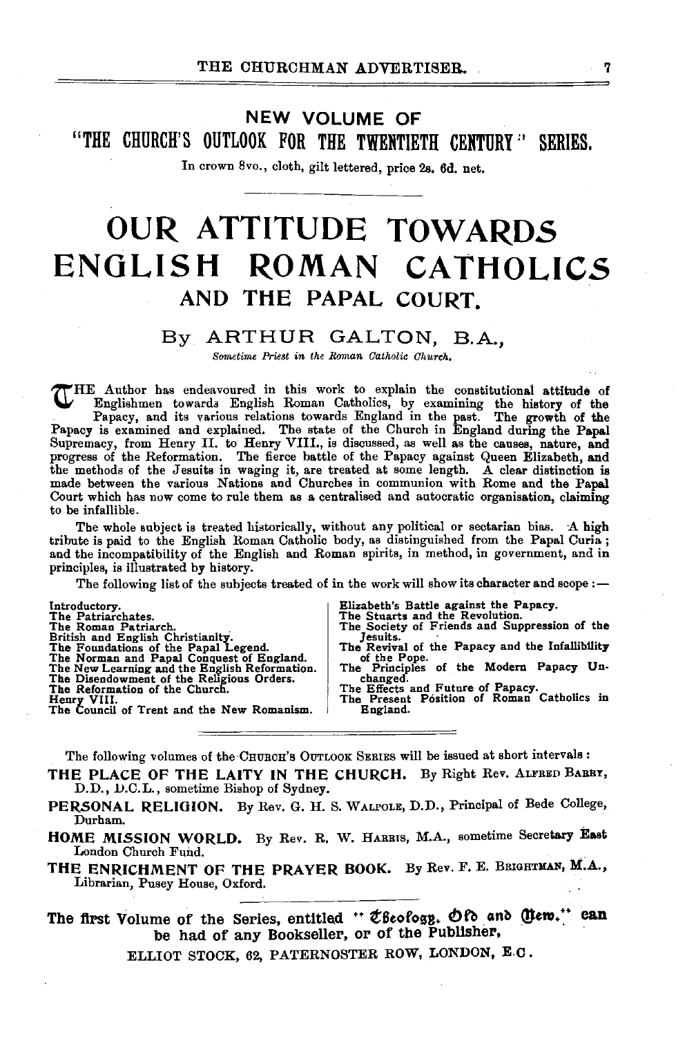## NEW VOLUME OF

## "THE CHURCH'S OUTLOOK FOR THE TWENTIETH CENTURY" SERIES.

In crown 8vo., cloth, gilt lettered, price 2s. 6d. net.

# OUR ATTITUDE TOWARDS ENGLISH ROMAN CATHOLICS AND THE PAPAL COURT.

### By ARTHUR GALTON, B.A.,

*Sometime Priest in the Roman Catholic Church.*

THE Author has endeavoured in this work to explain the constitutional attitude of Englishmen towards English Roman Catholics, by examining the history of the Papacy, and its various relations towards England in the past. The growth of the Papacy is examined and explained. The state of the Church in England during the Papal Supremacy, from Henry II. to Henry VIII., is discussed, as well as the causes, nature, and progress of the Reformation. The fierce battle of the Papacy against Queen Elizabeth, and the methods of the Jesuits in waging it, are treated at some length. A clear distinction is made between the various Nations and Churches in communion with Rome and the Papal Court which has now come to rule them as a centralised and autocratic organisation, claiming to be infallible.

The whole subject is treated historically, without any political or sectarian bias. A high tribute is paid to the English Roman Catholic body, as distinguished from the Papal Curia; and the incompatibility of the English and Roman spirits, in method, in government, and in principles, is illustrated by history.

The following list of the subjects treated of in the work will show its character and scope:—

- Introductory.
- The Patriarchates.
- The Roman Patriarch.
- British and English Christianity.
- The Foundations of the Papal Legend.
- The Norman and Papal Conquest of England.
- The New Learning and the English Reformation.
- The Disendowment of the Religious Orders.
- The Reformation of the Church.
- Henry VIII.
- The Council of Trent and the New Romanism.
- Elizabeth's Battle against the Papacy.
- The Stuarts and the Revolution.
- The Society of Friends and Suppression of the Jesuits.
- The Revival of the Papacy and the Infallibility of the Pope.
- The Principles of the Modern Papacy Unchanged.
- The Effects and Future of Papacy.
- The Present Position of Roman Catholics in England.

---

The following volumes of the CHURCH'S OUTLOOK SERIES will be issued at short intervals:

**THE PLACE OF THE LAITY IN THE CHURCH.** By Right Rev. ALFRED BARRY, D.D., D.C.L., sometime Bishop of Sydney.

**PERSONAL RELIGION.** By Rev. G. H. S. WALPOLE, D.D., Principal of Bede College, Durham.

**HOME MISSION WORLD.** By Rev. R. W. HARRIS, M.A., sometime Secretary East London Church Fund.

**THE ENRICHMENT OF THE PRAYER BOOK.** By Rev. F. E. BRIGHTMAN, M.A., Librarian, Pusey House, Oxford.

---

**The first Volume of the Series, entitled "Theology, Old and New," can be had of any Bookseller, or of the Publisher,**

ELLIOT STOCK, 62, PATERNOSTER ROW, LONDON, E.C.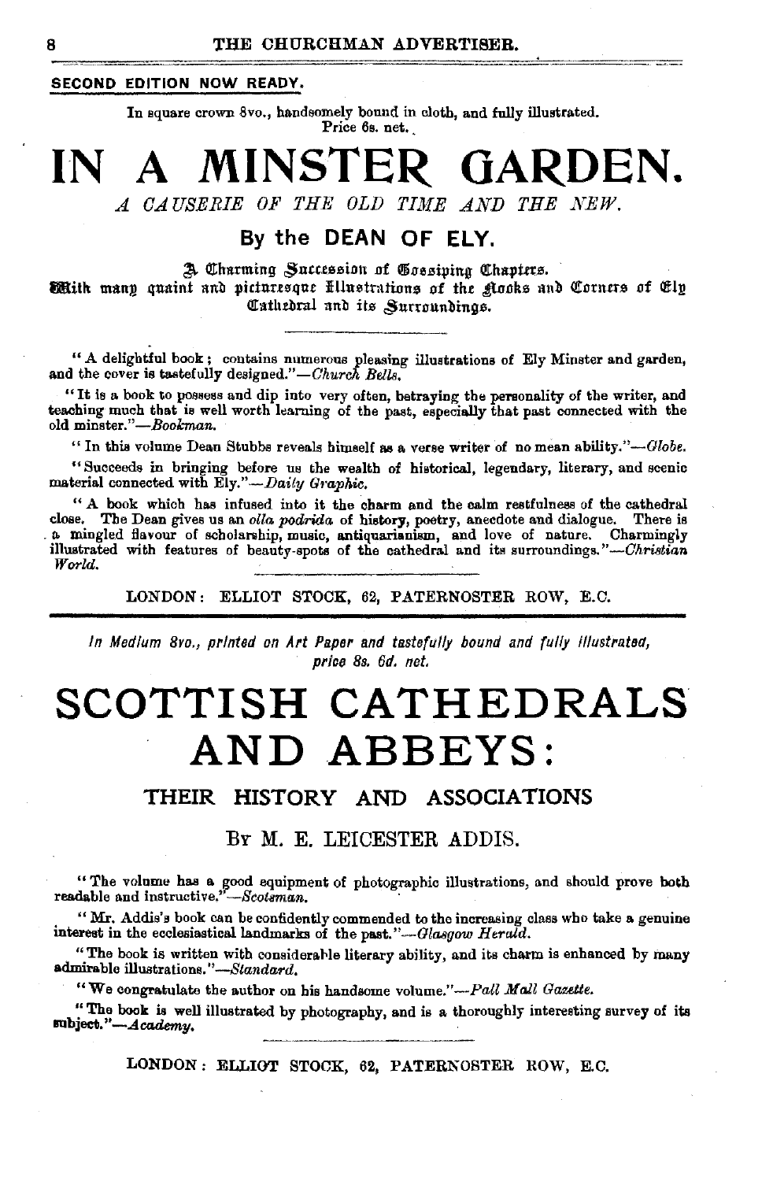**SECOND EDITION NOW READY.**

In square crown 8vo., handsomely bound in cloth, and fully illustrated.
Price 6s. net.

# IN A MINSTER GARDEN.

*A CAUSERIE OF THE OLD TIME AND THE NEW.*

## By the DEAN OF ELY.

A Charming Succession of Gossiping Chapters.
With many quaint and picturesque Illustrations of the Nooks and Corners of Ely Cathedral and its Surroundings.

---

"A delightful book; contains numerous pleasing illustrations of Ely Minster and garden, and the cover is tastefully designed."—*Church Bells.*

"It is a book to possess and dip into very often, betraying the personality of the writer, and teaching much that is well worth learning of the past, especially that past connected with the old minster."—*Bookman.*

"In this volume Dean Stubbs reveals himself as a verse writer of no mean ability."—*Globe.*

"Succeeds in bringing before us the wealth of historical, legendary, literary, and scenic material connected with Ely."—*Daily Graphic.*

"A book which has infused into it the charm and the calm restfulness of the cathedral close. The Dean gives us an *olla podrida* of history, poetry, anecdote and dialogue. There is a mingled flavour of scholarship, music, antiquarianism, and love of nature. Charmingly illustrated with features of beauty-spots of the cathedral and its surroundings."—*Christian World.*

---

LONDON: ELLIOT STOCK, 62, PATERNOSTER ROW, E.C.

---

*In Medium 8vo., printed on Art Paper and tastefully bound and fully illustrated, price 8s. 6d. net.*

# SCOTTISH CATHEDRALS AND ABBEYS:

## THEIR HISTORY AND ASSOCIATIONS

### BY M. E. LEICESTER ADDIS.

"The volume has a good equipment of photographic illustrations, and should prove both readable and instructive."—*Scotsman.*

"Mr. Addis's book can be confidently commended to the increasing class who take a genuine interest in the ecclesiastical landmarks of the past."—*Glasgow Herald.*

"The book is written with considerable literary ability, and its charm is enhanced by many admirable illustrations."—*Standard.*

"We congratulate the author on his handsome volume."—*Pall Mall Gazette.*

"The book is well illustrated by photography, and is a thoroughly interesting survey of its subject."—*Academy.*

---

LONDON: ELLIOT STOCK, 62, PATERNOSTER ROW, E.C.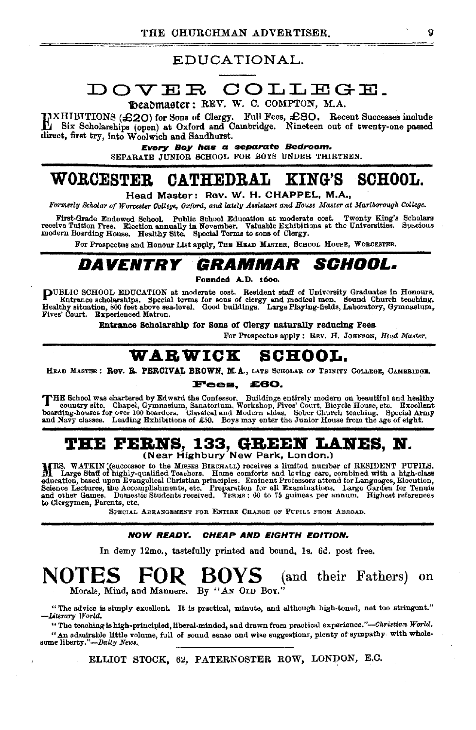# EDUCATIONAL.

## DOVER COLLEGE.

Headmaster: REV. W. C. COMPTON, M.A.

EXHIBITIONS (£20) for Sons of Clergy. Full Fees, £80. Recent Successes include Six Scholarships (open) at Oxford and Cambridge. Nineteen out of twenty-one passed direct, first try, into Woolwich and Sandhurst.

***Every Boy has a separate Bedroom.***

SEPARATE JUNIOR SCHOOL FOR BOYS UNDER THIRTEEN.

---

## WORCESTER CATHEDRAL KING'S SCHOOL.

**Head Master: Rev. W. H. CHAPPEL, M.A.,**

*Formerly Scholar of Worcester College, Oxford, and lately Assistant and House Master at Marlborough College.*

First-Grade Endowed School. Public School Education at moderate cost. Twenty King's Scholars receive Tuition Free. Election annually in November. Valuable Exhibitions at the Universities. Spacious modern Boarding House. Healthy Site. Special Terms to sons of Clergy.

For Prospectus and Honour List apply, THE HEAD MASTER, SCHOOL HOUSE, WORCESTER.

---

## DAVENTRY GRAMMAR SCHOOL.

**Founded A.D. 1600.**

PUBLIC SCHOOL EDUCATION at moderate cost. Resident staff of University Graduates in Honours. Entrance scholarships. Special terms for sons of clergy and medical men. Sound Church teaching. Healthy situation, 800 feet above sea-level. Good buildings. Large Playing-fields, Laboratory, Gymnasium, Fives' Court. Experienced Matron.

**Entrance Scholarship for Sons of Clergy naturally reducing Fees.**

For Prospectus apply: REV. H. JOHNSON, *Head Master.*

---

## WARWICK SCHOOL.

HEAD MASTER: **Rev. R. PERCIVAL BROWN, M.A.**, LATE SCHOLAR OF TRINITY COLLEGE, CAMBRIDGE.

**Fees, £60.**

THE School was chartered by Edward the Confessor. Buildings entirely modern on beautiful and healthy country site. Chapel, Gymnasium, Sanatorium, Workshop, Fives' Court, Bicycle House, etc. Excellent boarding-houses for over 100 boarders. Classical and Modern sides. Sober Church teaching. Special Army and Navy classes. Leading Exhibitions of £50. Boys may enter the Junior House from the age of eight.

---

## THE FERNS, 133, GREEN LANES, N.

**(Near Highbury New Park, London.)**

MRS. WATKIN (successor to the MISSES BIRCHALL) receives a limited number of RESIDENT PUPILS. Large Staff of highly-qualified Teachers. Home comforts and loving care, combined with a high-class education, based upon Evangelical Christian principles. Eminent Professors attend for Languages, Elocution, Science Lectures, the Accomplishments, etc. Preparation for all Examinations. Large Garden for Tennis and other Games. Domestic Students received. TERMS: 60 to 75 guineas per annum. Highest references to Clergymen, Parents, etc.

SPECIAL ARRANGEMENT FOR ENTIRE CHARGE OF PUPILS FROM ABROAD.

---

***NOW READY. CHEAP AND EIGHTH EDITION.***

In demy 12mo., tastefully printed and bound, 1s. 6d. post free.

## NOTES FOR BOYS (and their Fathers) on

Morals, Mind, and Manners. By "AN OLD BOY."

"The advice is simply excellent. It is practical, minute, and although high-toned, not too stringent." —*Literary World.*

"The teaching is high-principled, liberal-minded, and drawn from practical experience."—*Christian World.*

"An admirable little volume, full of sound sense and wise suggestions, plenty of sympathy with wholesome liberty."—*Daily News.*

ELLIOT STOCK, 62, PATERNOSTER ROW, LONDON, E.C.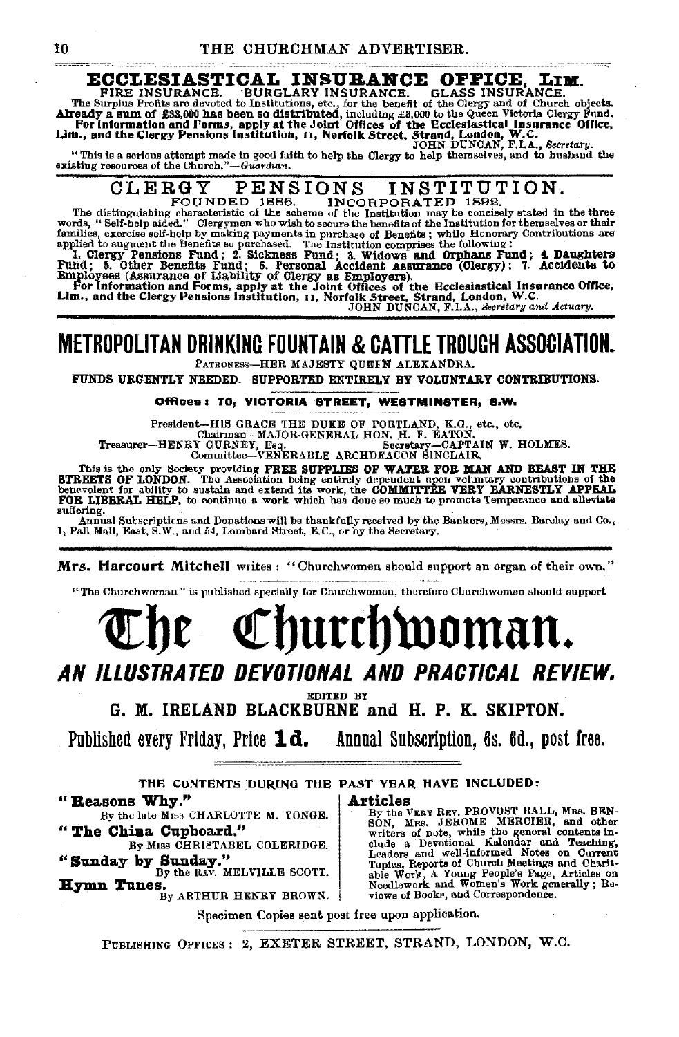## ECCLESIASTICAL INSURANCE OFFICE, LIM.

FIRE INSURANCE. BURGLARY INSURANCE. GLASS INSURANCE.

The Surplus Profits are devoted to Institutions, etc., for the benefit of the Clergy and of Church objects. **Already a sum of £33,000 has been so distributed,** including £3,000 to the Queen Victoria Clergy Fund. **For Information and Forms, apply at the Joint Offices of the Ecclesiastical Insurance Office, Lim., and the Clergy Pensions Institution, 11, Norfolk Street, Strand, London, W.C.**

JOHN DUNCAN, F.I.A., *Secretary.*

"This is a serious attempt made in good faith to help the Clergy to help themselves, and to husband the existing resources of the Church."—*Guardian.*

## CLERGY PENSIONS INSTITUTION.

FOUNDED 1886. INCORPORATED 1892.

The distinguishing characteristic of the scheme of the Institution may be concisely stated in the three words, "Self-help aided." Clergymen who wish to secure the benefits of the Institution for themselves or their families, exercise self-help by making payments in purchase of Benefits; while Honorary Contributions are applied to augment the Benefits so purchased. The Institution comprises the following:

**1. Clergy Pensions Fund; 2. Sickness Fund; 3. Widows and Orphans Fund; 4. Daughters Fund; 5. Other Benefits Fund; 6. Personal Accident Assurance (Clergy); 7. Accidents to Employees (Assurance of Liability of Clergy as Employers).**

**For Information and Forms, apply at the Joint Offices of the Ecclesiastical Insurance Office, Lim., and the Clergy Pensions Institution, 11, Norfolk Street, Strand, London, W.C.**

JOHN DUNCAN, F.I.A., *Secretary and Actuary.*

# METROPOLITAN DRINKING FOUNTAIN & CATTLE TROUGH ASSOCIATION.

PATRONESS—HER MAJESTY QUEEN ALEXANDRA.

FUNDS URGENTLY NEEDED. SUPPORTED ENTIRELY BY VOLUNTARY CONTRIBUTIONS.

**Offices: 70, VICTORIA STREET, WESTMINSTER, S.W.**

President—HIS GRACE THE DUKE OF PORTLAND, K.G., etc., etc.
Chairman—MAJOR-GENERAL HON. H. F. EATON.
Treasurer—HENRY GURNEY, Esq. Secretary—CAPTAIN W. HOLMES.
Committee—VENERABLE ARCHDEACON SINCLAIR.

This is the only Society providing **FREE SUPPLIES OF WATER FOR MAN AND BEAST IN THE STREETS OF LONDON.** The Association being entirely dependent upon voluntary contributions of the benevolent for ability to sustain and extend its work, the **COMMITTEE VERY EARNESTLY APPEAL FOR LIBERAL HELP,** to continue a work which has done so much to promote Temperance and alleviate suffering.

Annual Subscriptions and Donations will be thankfully received by the Bankers, Messrs. Barclay and Co., 1, Pall Mall, East, S.W., and 54, Lombard Street, E.C., or by the Secretary.

**Mrs. Harcourt Mitchell** writes: "Churchwomen should support an organ of their own."

"The Churchwoman" is published specially for Churchwomen, therefore Churchwomen should support

# The Churchwoman.

## *AN ILLUSTRATED DEVOTIONAL AND PRACTICAL REVIEW.*

EDITED BY

**G. M. IRELAND BLACKBURNE and H. P. K. SKIPTON.**

**Published every Friday, Price 1d. Annual Subscription, 6s. 6d., post free.**

THE CONTENTS DURING THE PAST YEAR HAVE INCLUDED:

**"Reasons Why."** By the late MISS CHARLOTTE M. YONGE.

**"The China Cupboard."** By MISS CHRISTABEL COLERIDGE.

**"Sunday by Sunday."** By the REV. MELVILLE SCOTT.

**Hymn Tunes.** By ARTHUR HENRY BROWN.

**Articles** By the VERY REV. PROVOST BALL, MRS. BENSON, MRS. JEROME MERCIER, and other writers of note, while the general contents include a Devotional Kalendar and Teaching, Leaders and well-informed Notes on Current Topics, Reports of Church Meetings and Charitable Work, A Young People's Page, Articles on Needlework and Women's Work generally; Reviews of Books, and Correspondence.

Specimen Copies sent post free upon application.

PUBLISHING OFFICES: 2, EXETER STREET, STRAND, LONDON, W.C.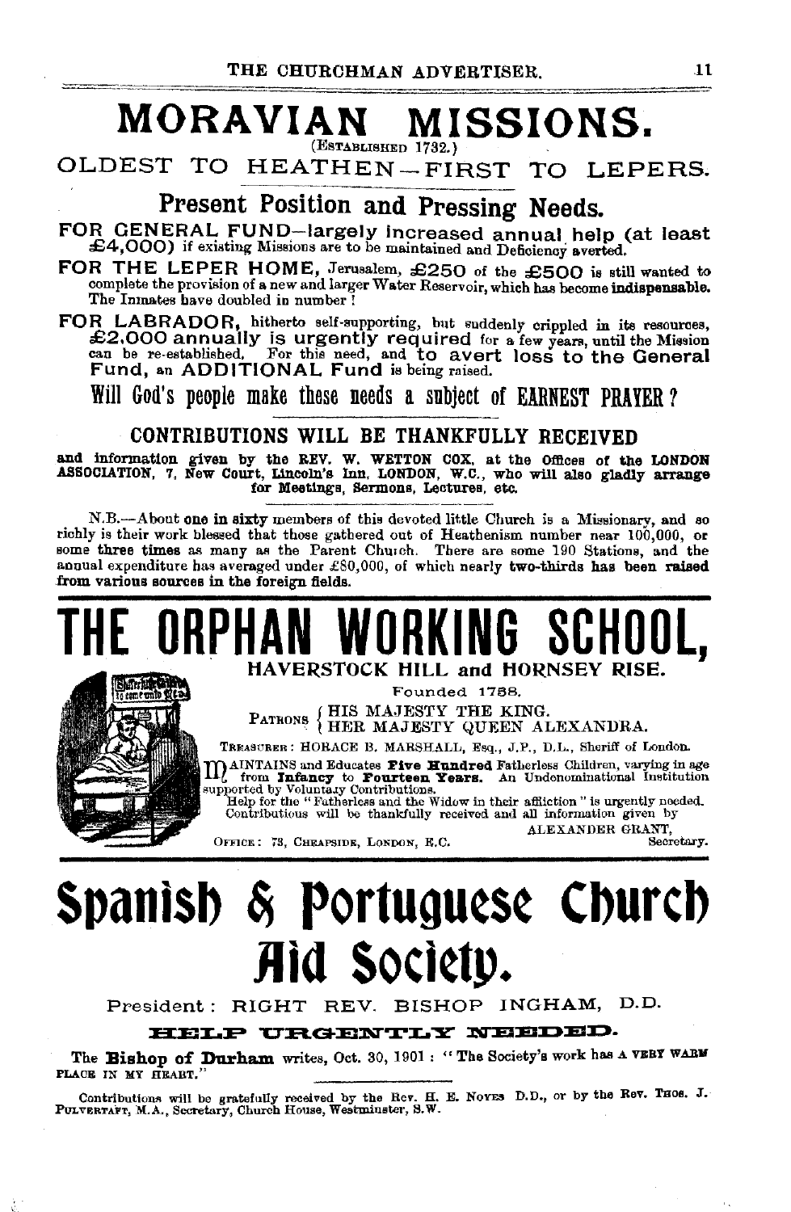# MORAVIAN MISSIONS.

(ESTABLISHED 1732.)

## OLDEST TO HEATHEN—FIRST TO LEPERS.

### Present Position and Pressing Needs.

**FOR GENERAL FUND**—largely increased annual help (at least £4,000) if existing Missions are to be maintained and Deficiency averted.

**FOR THE LEPER HOME,** Jerusalem, £250 of the £500 is still wanted to complete the provision of a new and larger Water Reservoir, which has become **indispensable.** The Inmates have doubled in number!

**FOR LABRADOR,** hitherto self-supporting, but suddenly crippled in its resources, £2,000 annually is urgently required for a few years, until the Mission can be re-established. For this need, and to avert loss to the General Fund, an ADDITIONAL Fund is being raised.

**Will God's people make these needs a subject of EARNEST PRAYER?**

**CONTRIBUTIONS WILL BE THANKFULLY RECEIVED**

**and information given by the REV. W. WETTON COX, at the Offices of the LONDON ASSOCIATION, 7, New Court, Lincoln's Inn, LONDON, W.C., who will also gladly arrange for Meetings, Sermons, Lectures, etc.**

N.B.—About **one in sixty** members of this devoted little Church is a Missionary, and so richly is their work blessed that those gathered out of Heathenism number near 100,000, or some **three times** as many as the Parent Church. There are some 190 Stations, and the annual expenditure has averaged under £80,000, of which nearly **two-thirds has been raised from various sources in the foreign fields.**

---

# THE ORPHAN WORKING SCHOOL,

## HAVERSTOCK HILL and HORNSEY RISE.

Founded 1758.

PATRONS { HIS MAJESTY THE KING. HER MAJESTY QUEEN ALEXANDRA.

TREASURER: HORACE B. MARSHALL, Esq., J.P., D.L., Sheriff of London.

MAINTAINS and Educates **Five Hundred** Fatherless Children, varying in age from **Infancy** to **Fourteen Years.** An Undenominational Institution supported by Voluntary Contributions.

Help for the "Fatherless and the Widow in their affliction" is urgently needed. Contributions will be thankfully received and all information given by

ALEXANDER GRANT, Secretary.

OFFICE: 73, CHEAPSIDE, LONDON, E.C.

---

# Spanish & Portuguese Church Aid Society.

President: RIGHT REV. BISHOP INGHAM, D.D.

**HELP URGENTLY NEEDED.**

The **Bishop of Durham** writes, Oct. 30, 1901: "The Society's work has A VERY WARM PLACE IN MY HEART."

Contributions will be gratefully received by the Rev. H. E. NOYES D.D., or by the Rev. THOS. J. PULVERTAFT, M.A., Secretary, Church House, Westminster, S.W.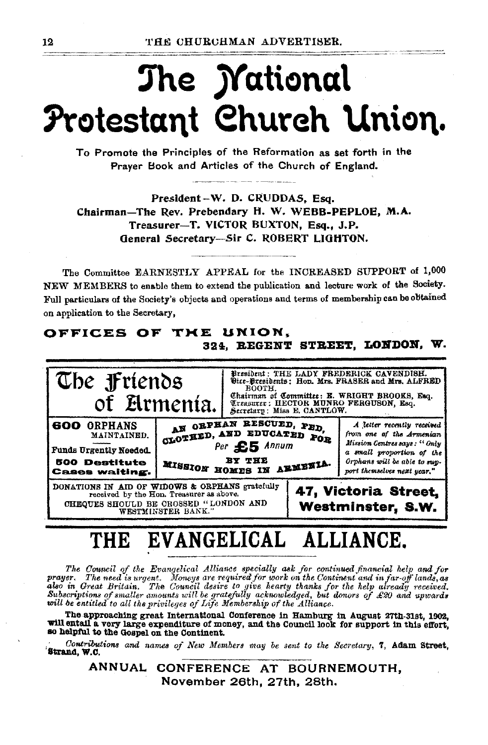# The National Protestant Church Union.

To Promote the Principles of the Reformation as set forth in the Prayer Book and Articles of the Church of England.

President—W. D. CRUDDAS, Esq.
Chairman—The Rev. Prebendary H. W. WEBB-PEPLOE, M.A.
Treasurer—T. VICTOR BUXTON, Esq., J.P.
General Secretary—Sir C. ROBERT LIGHTON.

The Committee EARNESTLY APPEAL for the INCREASED SUPPORT of 1,000 NEW MEMBERS to enable them to extend the publication and lecture work of the Society. Full particulars of the Society's objects and operations and terms of membership can be obtained on application to the Secretary,

**OFFICES OF THE UNION,**
**324, REGENT STREET, LONDON, W.**

---

# The Friends of Armenia.

President: THE LADY FREDERICK CAVENDISH.
Vice-Presidents: Hon. Mrs. FRASER and Mrs. ALFRED BOOTH.
Chairman of Committee: E. WRIGHT BROOKS, Esq.
Treasurer: HECTOR MUNRO FERGUSON, Esq.
Secretary: Miss E. CANTLOW.

**600 ORPHANS** MAINTAINED.

Funds Urgently Needed.

**500 Destitute Cases waiting.**

AN ORPHAN RESCUED, FED, CLOTHED, AND EDUCATED FOR
Per **£5** Annum
BY THE MISSION HOMES IN ARMENIA.

*A letter recently received from one of the Armenian Mission Centres says: "Only a small proportion of the Orphans will be able to support themselves next year."*

DONATIONS IN AID OF WIDOWS & ORPHANS gratefully received by the Hon. Treasurer as above.
CHEQUES SHOULD BE CROSSED "LONDON AND WESTMINSTER BANK."

**47, Victoria Street, Westminster, S.W.**

---

# THE EVANGELICAL ALLIANCE.

*The Council of the Evangelical Alliance specially ask for continued financial help and for prayer. The need is urgent. Moneys are required for work on the Continent and in far-off lands, as also in Great Britain. The Council desire to give hearty thanks for the help already received. Subscriptions of smaller amounts will be gratefully acknowledged, but donors of £20 and upwards will be entitled to all the privileges of Life Membership of the Alliance.*

**The approaching great International Conference in Hamburg in August 27th-31st, 1902, will entail a very large expenditure of money, and the Council look for support in this effort, so helpful to the Gospel on the Continent.**

*Contributions and names of New Members may be sent to the Secretary,* 7, **Adam Street, Strand, W.C.**

**ANNUAL CONFERENCE AT BOURNEMOUTH,**
**November 26th, 27th, 28th.**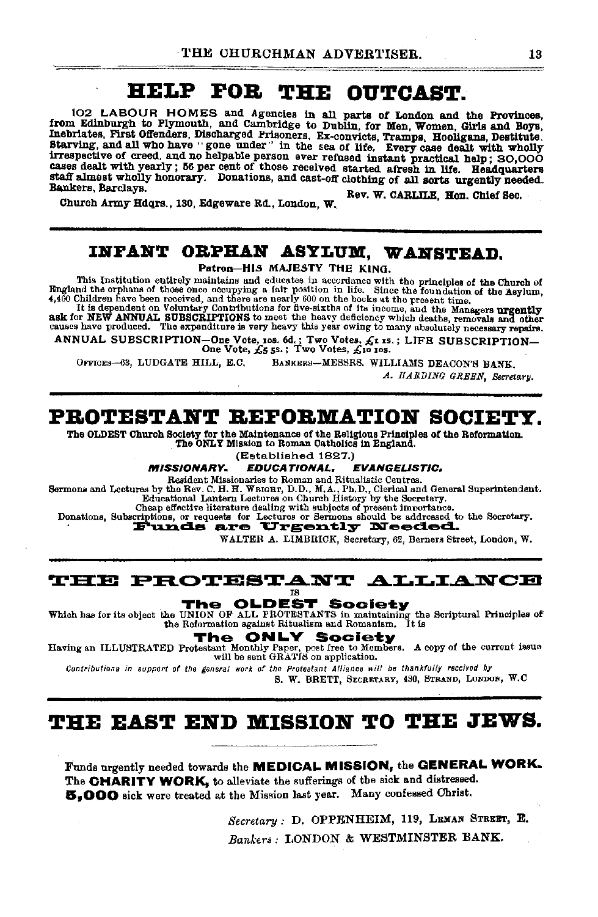# HELP FOR THE OUTCAST.

102 LABOUR HOMES and Agencies in all parts of London and the Provinces, from Edinburgh to Plymouth, and Cambridge to Dublin, for Men, Women, Girls and Boys, Inebriates, First Offenders, Discharged Prisoners, Ex-convicts, Tramps, Hooligans, Destitute, Starving, and all who have "gone under" in the sea of life. Every case dealt with wholly irrespective of creed, and no helpable person ever refused instant practical help; 30,000 cases dealt with yearly; 56 per cent of those received started afresh in life. Headquarters staff almost wholly honorary. Donations, and cast-off clothing of all sorts urgently needed. Bankers, Barclays.

Rev. W. CARLILE, Hon. Chief Sec.

Church Army Hdqrs., 130, Edgeware Rd., London, W.

---

## INFANT ORPHAN ASYLUM, WANSTEAD.

**Patron—HIS MAJESTY THE KING.**

This Institution entirely maintains and educates in accordance with the principles of the Church of England the orphans of those once occupying a fair position in life. Since the foundation of the Asylum, 4,460 Children have been received, and there are nearly 600 on the books at the present time.

It is dependent on Voluntary Contributions for five-sixths of its income, and the Managers **urgently ask** for **NEW ANNUAL SUBSCRIPTIONS** to meet the heavy deficiency which deaths, removals and other causes have produced. The expenditure is very heavy this year owing to many absolutely necessary repairs.

ANNUAL SUBSCRIPTION—One Vote, 10s. 6d.; Two Votes, £1 1s.; LIFE SUBSCRIPTION—One Vote, £5 5s.; Two Votes, £10 10s.

OFFICES—63, LUDGATE HILL, E.C. BANKERS—MESSRS. WILLIAMS DEACON'S BANK.

*A. HARDING GREEN, Secretary.*

---

# PROTESTANT REFORMATION SOCIETY.

**The OLDEST Church Society for the Maintenance of the Religious Principles of the Reformation. The ONLY Mission to Roman Catholics in England.**

(Established 1827.)

***MISSIONARY. EDUCATIONAL. EVANGELISTIC.***

Resident Missionaries to Roman and Ritualistic Centres.
Sermons and Lectures by the Rev. C. H. H. WRIGHT, D.D., M.A., Ph.D., Clerical and General Superintendent.
Educational Lantern Lectures on Church History by the Secretary.
Cheap effective literature dealing with subjects of present importance.
Donations, Subscriptions, or requests for Lectures or Sermons should be addressed to the Secretary.

**Funds are Urgently Needed.**

WALTER A. LIMBRICK, Secretary, 62, Berners Street, London, W.

---

## THE PROTESTANT ALLIANCE

IS

**The OLDEST Society**

Which has for its object the UNION OF ALL PROTESTANTS in maintaining the Scriptural Principles of the Reformation against Ritualism and Romanism. It is

**The ONLY Society**

Having an ILLUSTRATED Protestant Monthly Paper, post free to Members. A copy of the current issue will be sent GRATIS on application.

*Contributions in support of the general work of the Protestant Alliance will be thankfully received by*

S. W. BRETT, SECRETARY, 430, STRAND, LONDON, W.C.

---

# THE EAST END MISSION TO THE JEWS.

Funds urgently needed towards the **MEDICAL MISSION,** the **GENERAL WORK.** The **CHARITY WORK,** to alleviate the sufferings of the sick and distressed. **5,000** sick were treated at the Mission last year. Many confessed Christ.

*Secretary:* D. OPPENHEIM, 119, LEMAN STREET, E.

*Bankers:* LONDON & WESTMINSTER BANK.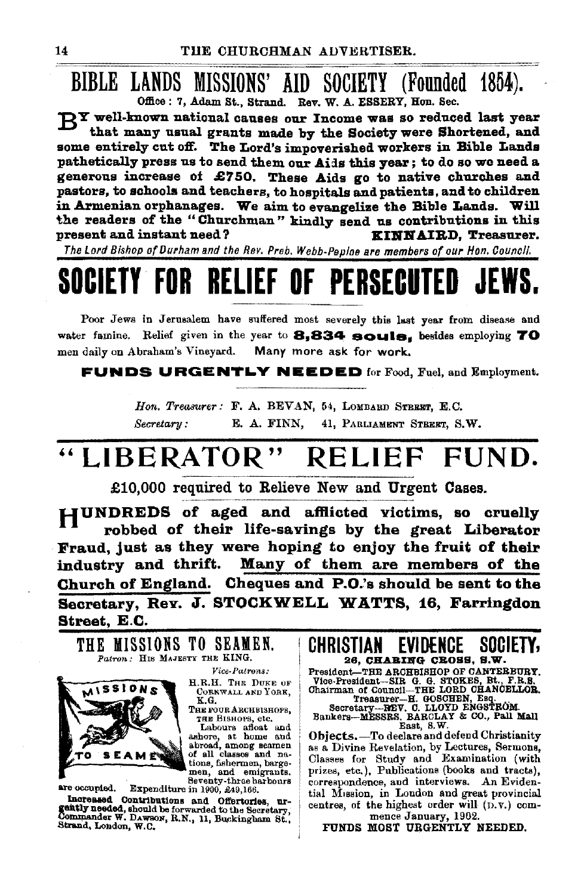# BIBLE LANDS MISSIONS' AID SOCIETY (Founded 1854).

Office: 7, Adam St., Strand. Rev. W. A. ESSERY, Hon. Sec.

**BY well-known national causes our Income was so reduced last year that many usual grants made by the Society were Shortened, and some entirely cut off. The Lord's impoverished workers in Bible Lands pathetically press us to send them our Aids this year; to do so we need a generous increase of £750. These Aids go to native churches and pastors, to schools and teachers, to hospitals and patients, and to children in Armenian orphanages. We aim to evangelize the Bible Lands. Will the readers of the "Churchman" kindly send us contributions in this present and instant need? KINNAIRD, Treasurer.**

*The Lord Bishop of Durham and the Rev. Preb. Webb-Peploe are members of our Hon. Council.*

# SOCIETY FOR RELIEF OF PERSECUTED JEWS.

Poor Jews in Jerusalem have suffered most severely this last year from disease and water famine. Relief given in the year to **8,834 souls,** besides employing **70** men daily on Abraham's Vineyard. Many more ask for work.

**FUNDS URGENTLY NEEDED** for Food, Fuel, and Employment.

*Hon. Treasurer:* F. A. BEVAN, 54, LOMBARD STREET, E.C.
*Secretary:* E. A. FINN, 41, PARLIAMENT STREET, S.W.

# "LIBERATOR" RELIEF FUND.

£10,000 required to Relieve New and Urgent Cases.

**HUNDREDS of aged and afflicted victims, so cruelly robbed of their life-savings by the great Liberator Fraud, just as they were hoping to enjoy the fruit of their industry and thrift. Many of them are members of the Church of England. Cheques and P.O.'s should be sent to the Secretary, Rev. J. STOCKWELL WATTS, 16, Farringdon Street, E.C.**

## THE MISSIONS TO SEAMEN.

*Patron:* HIS MAJESTY THE KING.

*Vice-Patrons:*
H.R.H. THE DUKE OF CORNWALL AND YORK, K.G.
THE FOUR ARCHBISHOPS, THE BISHOPS, etc.

MISSIONS TO SEAMEN

Labours afloat and ashore, at home and abroad, among seamen of all classes and nations, fishermen, bargemen, and emigrants. Seventy-three harbours are occupied. Expenditure in 1900, £49,166.

**Increased Contributions and Offertories, urgently needed,** should be forwarded to the Secretary, Commander W. DAWSON, R.N., 11, Buckingham St., Strand, London, W.C.

## CHRISTIAN EVIDENCE SOCIETY,

**26, CHARING CROSS, S.W.**

President—THE ARCHBISHOP OF CANTERBURY.
Vice-President—SIR G. G. STOKES, Bt., F.R.S.
Chairman of Council—THE LORD CHANCELLOR.
Treasurer—H. GOSCHEN, Esq.
Secretary—REV. C. LLOYD ENGSTRÖM.
Bankers—MESSRS. BARCLAY & CO., Pall Mall East, S.W.

**Objects.**—To declare and defend Christianity as a Divine Revelation, by Lectures, Sermons, Classes for Study and Examination (with prizes, etc.), Publications (books and tracts), correspondence, and interviews. An Evidential Mission, in London and great provincial centres, of the highest order will (D.V.) commence January, 1902.

FUNDS MOST URGENTLY NEEDED.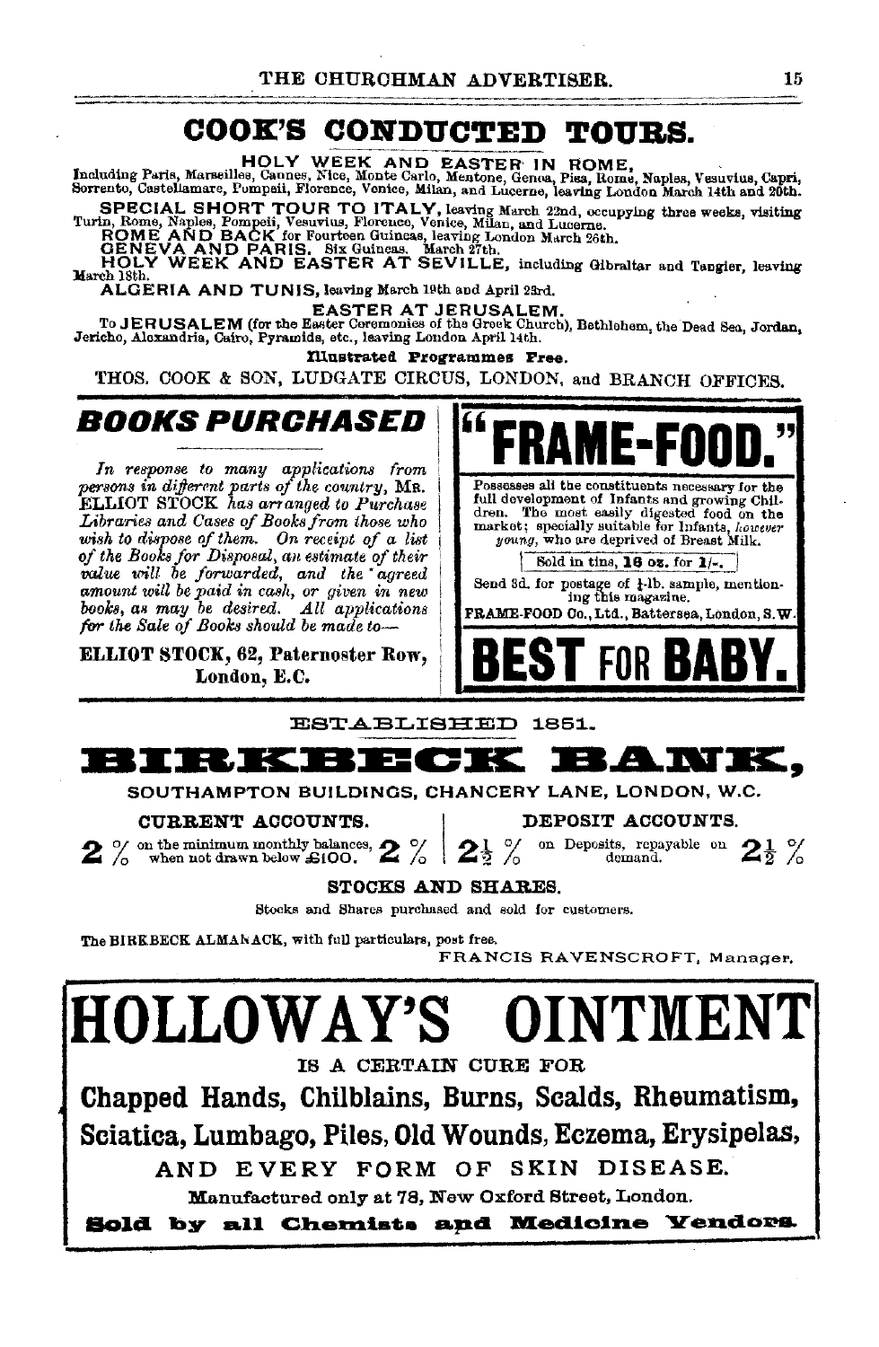# COOK'S CONDUCTED TOURS.

**HOLY WEEK AND EASTER IN ROME,** Including Paris, Marseilles, Cannes, Nice, Monte Carlo, Mentone, Genoa, Pisa, Rome, Naples, Vesuvius, Capri, Sorrento, Castellamare, Pompeii, Florence, Venice, Milan, and Lucerne, leaving London March 14th and 20th.

**SPECIAL SHORT TOUR TO ITALY,** leaving March 22nd, occupying three weeks, visiting Turin, Rome, Naples, Pompeii, Vesuvius, Florence, Venice, Milan, and Lucerne.

**ROME AND BACK** for Fourteen Guineas, leaving London March 26th.

**GENEVA AND PARIS.** Six Guineas. March 27th.

**HOLY WEEK AND EASTER AT SEVILLE,** including Gibraltar and Tangier, leaving March 18th.

**ALGERIA AND TUNIS,** leaving March 19th and April 23rd.

**EASTER AT JERUSALEM.**

To **JERUSALEM** (for the Easter Ceremonies of the Greek Church), Bethlehem, the Dead Sea, Jordan, Jericho, Alexandria, Cairo, Pyramids, etc., leaving London April 14th.

**Illustrated Programmes Free.**

THOS. COOK & SON, LUDGATE CIRCUS, LONDON, and BRANCH OFFICES.

## BOOKS PURCHASED

*In response to many applications from persons in different parts of the country,* MR. ELLIOT STOCK *has arranged to Purchase Libraries and Cases of Books from those who wish to dispose of them. On receipt of a list of the Books for Disposal, an estimate of their value will be forwarded, and the agreed amount will be paid in cash, or given in new books, as may be desired. All applications for the Sale of Books should be made to—*

**ELLIOT STOCK, 62, Paternoster Row, London, E.C.**

## "FRAME-FOOD."

Possesses all the constituents necessary for the full development of Infants and growing Children. The most easily digested food on the market; specially suitable for Infants, *however young,* who are deprived of Breast Milk.

Sold in tins, **16 oz.** for **1/-.**

Send 3d. for postage of ½-lb. sample, mentioning this magazine.

FRAME-FOOD Co., Ltd., Battersea, London, S.W.

## BEST FOR BABY.

ESTABLISHED 1851.

# BIRKBECK BANK,

SOUTHAMPTON BUILDINGS, CHANCERY LANE, LONDON, W.C.

**CURRENT ACCOUNTS.**

**2 %** on the minimum monthly balances, when not drawn below £100. **2 %**

**DEPOSIT ACCOUNTS.**

**2½ %** on Deposits, repayable on demand. **2½ %**

**STOCKS AND SHARES.**

Stocks and Shares purchased and sold for customers.

The BIRKBECK ALMANACK, with full particulars, post free.

FRANCIS RAVENSCROFT, Manager.

# HOLLOWAY'S OINTMENT

IS A CERTAIN CURE FOR

**Chapped Hands, Chilblains, Burns, Scalds, Rheumatism, Sciatica, Lumbago, Piles, Old Wounds, Eczema, Erysipelas,**

AND EVERY FORM OF SKIN DISEASE.

Manufactured only at 78, New Oxford Street, London.

**Sold by all Chemists and Medicine Vendors.**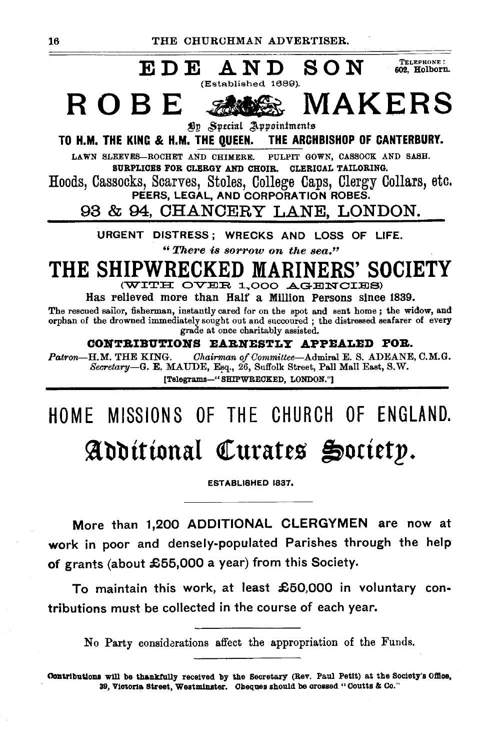# EDE AND SON

TELEPHONE: 602, Holborn.

(Established 1689).

# ROBE MAKERS

By Special Appointments

**TO H.M. THE KING & H.M. THE QUEEN. THE ARCHBISHOP OF CANTERBURY.**

LAWN SLEEVES—ROCHET AND CHIMERE. PULPIT GOWN, CASSOCK AND SASH.

SURPLICES FOR CLERGY AND CHOIR. CLERICAL TAILORING.

Hoods, Cassocks, Scarves, Stoles, College Caps, Clergy Collars, etc.

PEERS, LEGAL, AND CORPORATION ROBES.

93 & 94, CHANCERY LANE, LONDON.

---

URGENT DISTRESS; WRECKS AND LOSS OF LIFE.

*"There is sorrow on the sea."*

# THE SHIPWRECKED MARINERS' SOCIETY

(WITH OVER 1,000 AGENCIES)

Has relieved more than Half a Million Persons since 1839.

The rescued sailor, fisherman, instantly cared for on the spot and sent home; the widow, and orphan of the drowned immediately sought out and succoured; the distressed seafarer of every grade at once charitably assisted.

**CONTRIBUTIONS EARNESTLY APPEALED FOR.**

*Patron*—H.M. THE KING. *Chairman of Committee*—Admiral E. S. ADEANE, C.M.G.
*Secretary*—G. E. MAUDE, Esq., 26, Suffolk Street, Pall Mall East, S.W.

[Telegrams—"SHIPWRECKED, LONDON."]

---

# HOME MISSIONS OF THE CHURCH OF ENGLAND.

# Additional Curates Society.

ESTABLISHED 1837.

More than 1,200 ADDITIONAL CLERGYMEN are now at work in poor and densely-populated Parishes through the help of grants (about £55,000 a year) from this Society.

To maintain this work, at least £50,000 in voluntary contributions must be collected in the course of each year.

No Party considerations affect the appropriation of the Funds.

Contributions will be thankfully received by the Secretary (Rev. Paul Petit) at the Society's Office, 39, Victoria Street, Westminster. Cheques should be crossed "Coutts & Co."